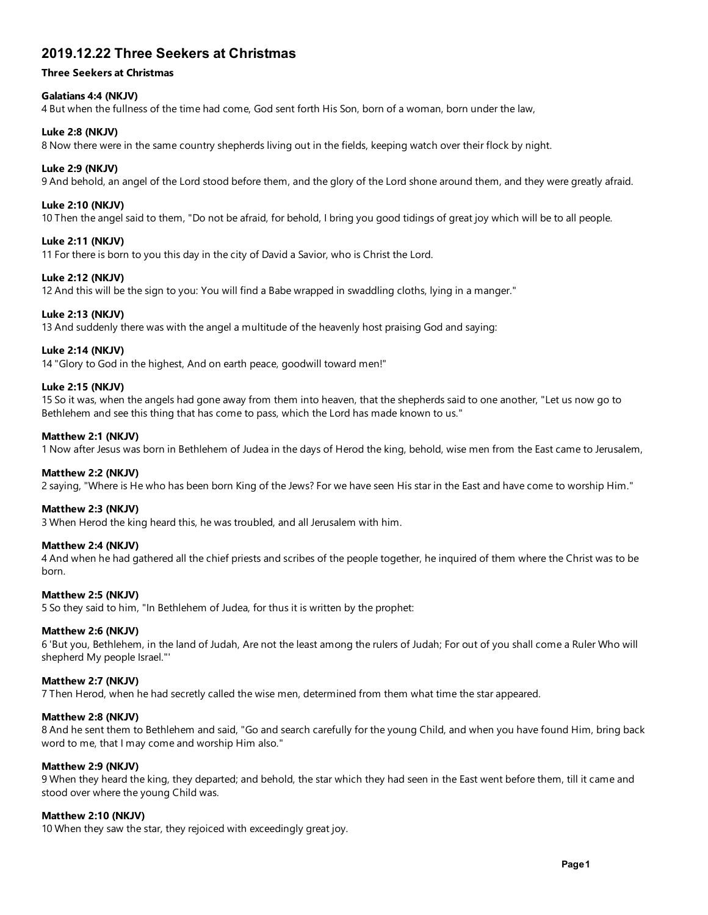# 2019.12.22 Three Seekers at Christmas

**Three Seekers at Christmas**

**Galatians 4:4 (NKJV)**
4 But when the fullness of the time had come, God sent forth His Son, born of a woman, born under the law,

**Luke 2:8 (NKJV)**
8 Now there were in the same country shepherds living out in the fields, keeping watch over their flock by night.

**Luke 2:9 (NKJV)**
9 And behold, an angel of the Lord stood before them, and the glory of the Lord shone around them, and they were greatly afraid.

**Luke 2:10 (NKJV)**
10 Then the angel said to them, "Do not be afraid, for behold, I bring you good tidings of great joy which will be to all people.

**Luke 2:11 (NKJV)**
11 For there is born to you this day in the city of David a Savior, who is Christ the Lord.

**Luke 2:12 (NKJV)**
12 And this will be the sign to you: You will find a Babe wrapped in swaddling cloths, lying in a manger."

**Luke 2:13 (NKJV)**
13 And suddenly there was with the angel a multitude of the heavenly host praising God and saying:

**Luke 2:14 (NKJV)**
14 "Glory to God in the highest, And on earth peace, goodwill toward men!"

**Luke 2:15 (NKJV)**
15 So it was, when the angels had gone away from them into heaven, that the shepherds said to one another, "Let us now go to Bethlehem and see this thing that has come to pass, which the Lord has made known to us."

**Matthew 2:1 (NKJV)**
1 Now after Jesus was born in Bethlehem of Judea in the days of Herod the king, behold, wise men from the East came to Jerusalem,

**Matthew 2:2 (NKJV)**
2 saying, "Where is He who has been born King of the Jews? For we have seen His star in the East and have come to worship Him."

**Matthew 2:3 (NKJV)**
3 When Herod the king heard this, he was troubled, and all Jerusalem with him.

**Matthew 2:4 (NKJV)**
4 And when he had gathered all the chief priests and scribes of the people together, he inquired of them where the Christ was to be born.

**Matthew 2:5 (NKJV)**
5 So they said to him, "In Bethlehem of Judea, for thus it is written by the prophet:

**Matthew 2:6 (NKJV)**
6 'But you, Bethlehem, in the land of Judah, Are not the least among the rulers of Judah; For out of you shall come a Ruler Who will shepherd My people Israel."'

**Matthew 2:7 (NKJV)**
7 Then Herod, when he had secretly called the wise men, determined from them what time the star appeared.

**Matthew 2:8 (NKJV)**
8 And he sent them to Bethlehem and said, "Go and search carefully for the young Child, and when you have found Him, bring back word to me, that I may come and worship Him also."

**Matthew 2:9 (NKJV)**
9 When they heard the king, they departed; and behold, the star which they had seen in the East went before them, till it came and stood over where the young Child was.

**Matthew 2:10 (NKJV)**
10 When they saw the star, they rejoiced with exceedingly great joy.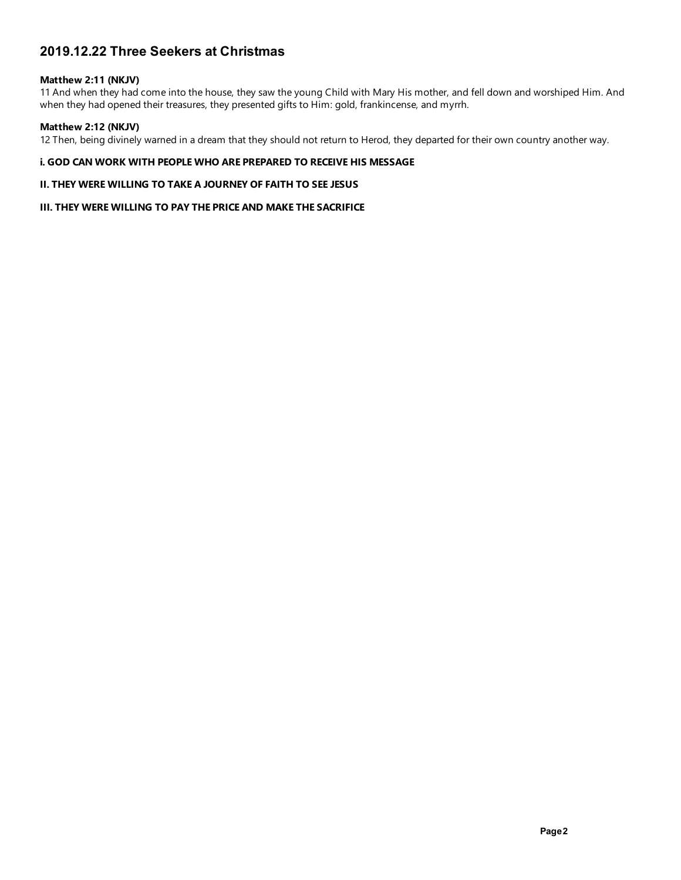## 2019.12.22 Three Seekers at Christmas

**Matthew 2:11 (NKJV)**
11 And when they had come into the house, they saw the young Child with Mary His mother, and fell down and worshiped Him. And when they had opened their treasures, they presented gifts to Him: gold, frankincense, and myrrh.

**Matthew 2:12 (NKJV)**
12 Then, being divinely warned in a dream that they should not return to Herod, they departed for their own country another way.

**i. GOD CAN WORK WITH PEOPLE WHO ARE PREPARED TO RECEIVE HIS MESSAGE**

**II. THEY WERE WILLING TO TAKE A JOURNEY OF FAITH TO SEE JESUS**

**III. THEY WERE WILLING TO PAY THE PRICE AND MAKE THE SACRIFICE**